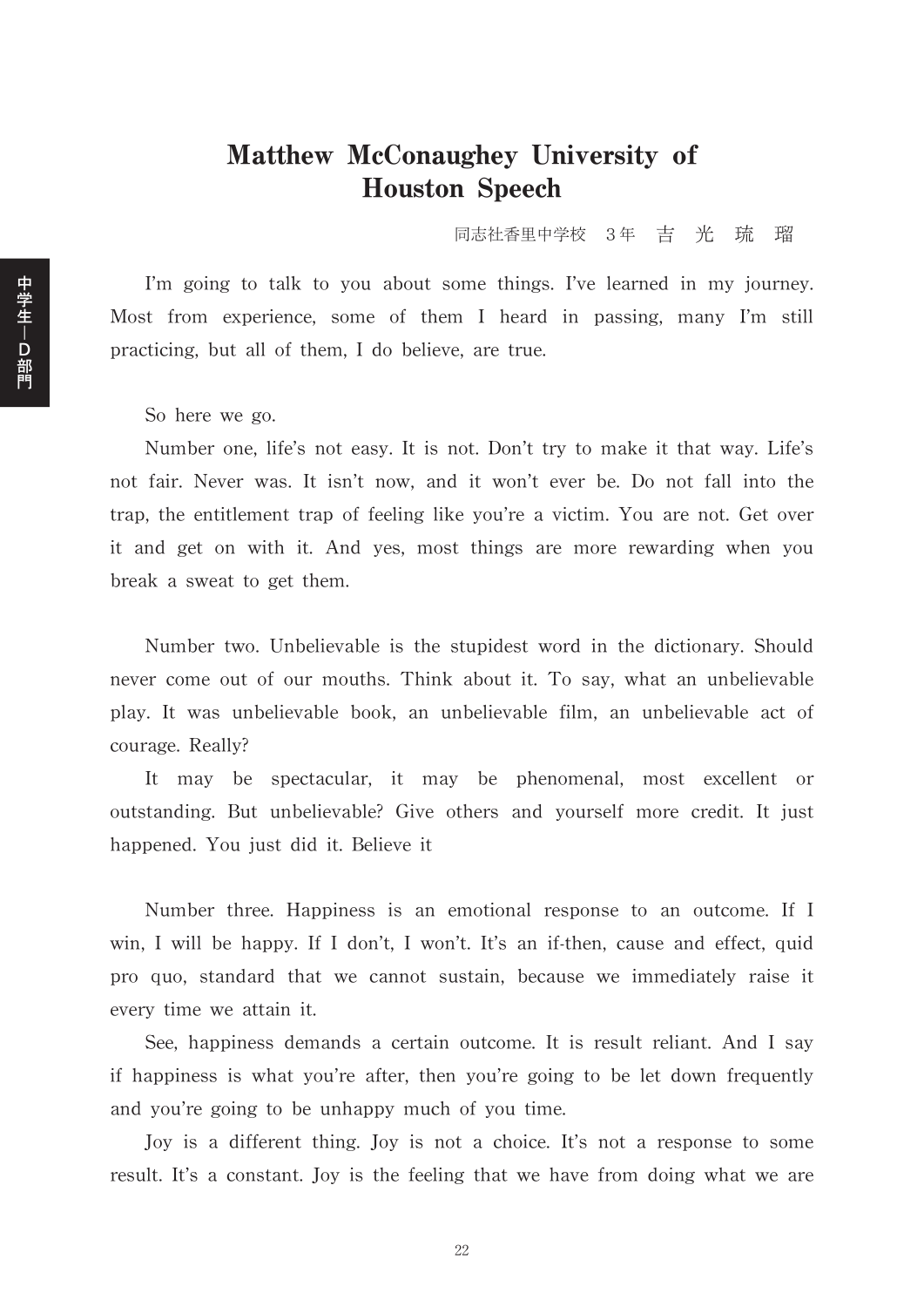# Matthew McConaughey University of Houston Speech

同志社香里中学校　3年　吉　光　琉　瑠

I'm going to talk to you about some things. I've learned in my journey. Most from experience, some of them I heard in passing, many I'm still practicing, but all of them, I do believe, are true.

So here we go.

Number one, life's not easy. It is not. Don't try to make it that way. Life's not fair. Never was. It isn't now, and it won't ever be. Do not fall into the trap, the entitlement trap of feeling like you're a victim. You are not. Get over it and get on with it. And yes, most things are more rewarding when you break a sweat to get them.

Number two. Unbelievable is the stupidest word in the dictionary. Should never come out of our mouths. Think about it. To say, what an unbelievable play. It was unbelievable book, an unbelievable film, an unbelievable act of courage. Really?

It may be spectacular, it may be phenomenal, most excellent or outstanding. But unbelievable? Give others and yourself more credit. It just happened. You just did it. Believe it

Number three. Happiness is an emotional response to an outcome. If I win, I will be happy. If I don't, I won't. It's an if-then, cause and effect, quid pro quo, standard that we cannot sustain, because we immediately raise it every time we attain it.

See, happiness demands a certain outcome. It is result reliant. And I say if happiness is what you're after, then you're going to be let down frequently and you're going to be unhappy much of you time.

Joy is a different thing. Joy is not a choice. It's not a response to some result. It's a constant. Joy is the feeling that we have from doing what we are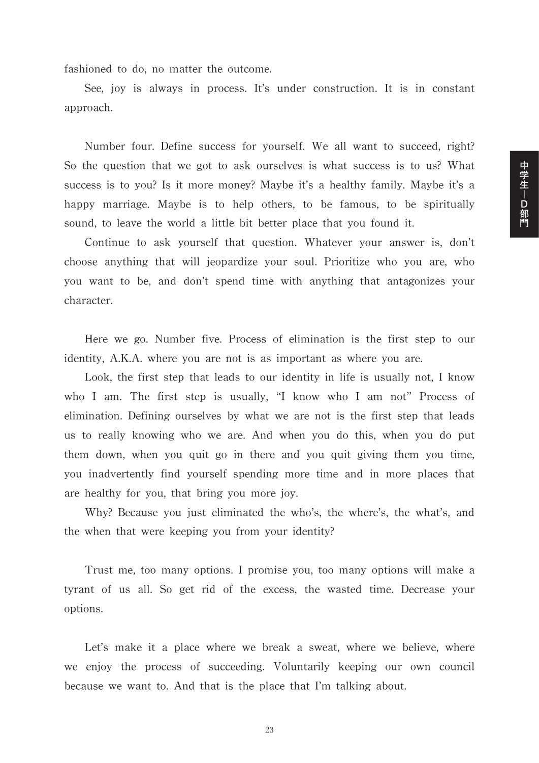fashioned to do, no matter the outcome.

See, joy is always in process. It's under construction. It is in constant approach.

Number four. Define success for yourself. We all want to succeed, right? So the question that we got to ask ourselves is what success is to us? What success is to you? Is it more money? Maybe it's a healthy family. Maybe it's a happy marriage. Maybe is to help others, to be famous, to be spiritually sound, to leave the world a little bit better place that you found it.

Continue to ask yourself that question. Whatever your answer is, don't choose anything that will jeopardize your soul. Prioritize who you are, who you want to be, and don't spend time with anything that antagonizes your character.

Here we go. Number five. Process of elimination is the first step to our identity, A.K.A. where you are not is as important as where you are.

Look, the first step that leads to our identity in life is usually not, I know who I am. The first step is usually, "I know who I am not" Process of elimination. Defining ourselves by what we are not is the first step that leads us to really knowing who we are. And when you do this, when you do put them down, when you quit go in there and you quit giving them you time, you inadvertently find yourself spending more time and in more places that are healthy for you, that bring you more joy.

Why? Because you just eliminated the who's, the where's, the what's, and the when that were keeping you from your identity?

Trust me, too many options. I promise you, too many options will make a tyrant of us all. So get rid of the excess, the wasted time. Decrease your options.

Let's make it a place where we break a sweat, where we believe, where we enjoy the process of succeeding. Voluntarily keeping our own council because we want to. And that is the place that I'm talking about.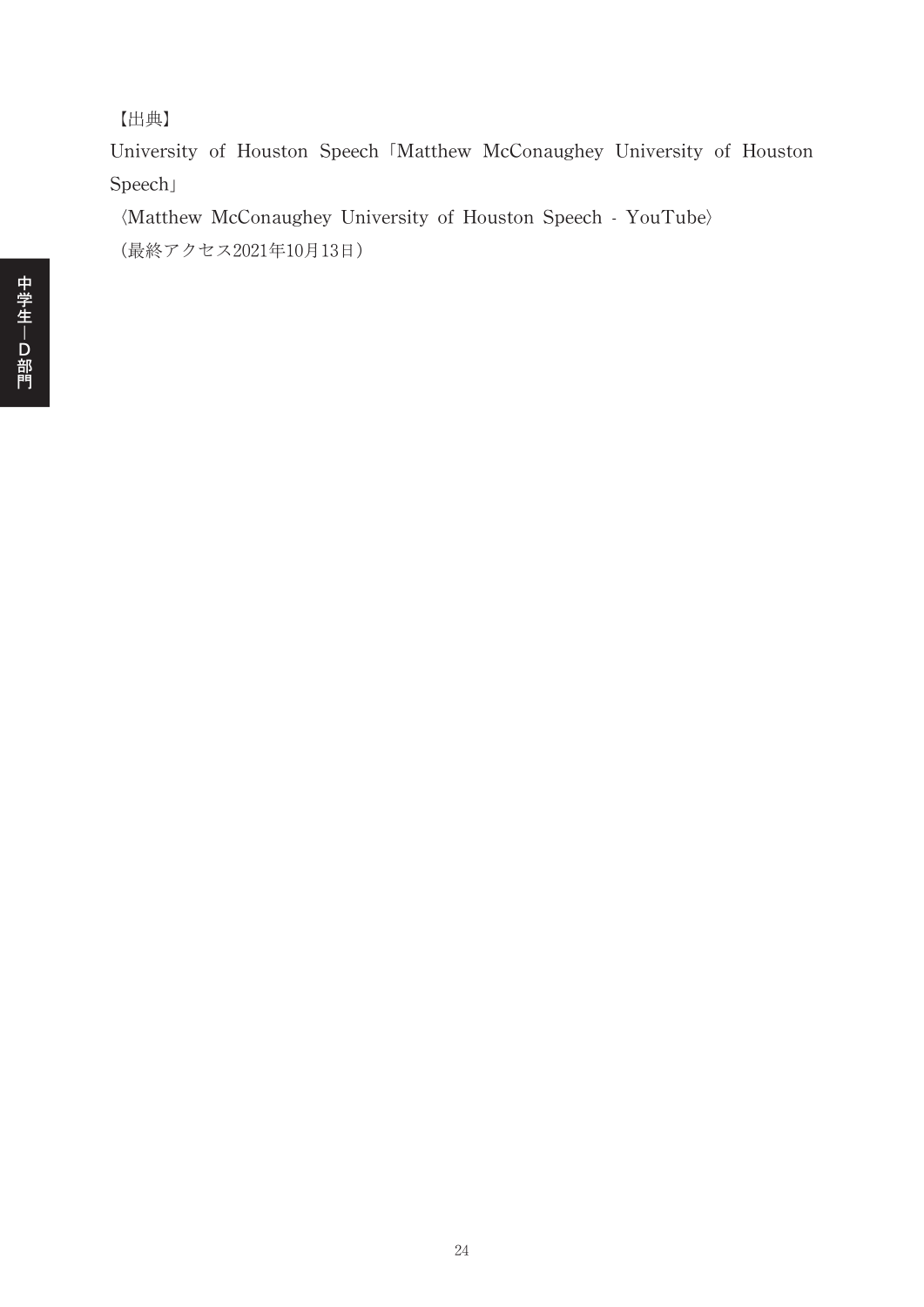【出典】

University of Houston Speech「Matthew McConaughey University of Houston Speech」

〈Matthew McConaughey University of Houston Speech - YouTube〉

（最終アクセス2021年10月13日）